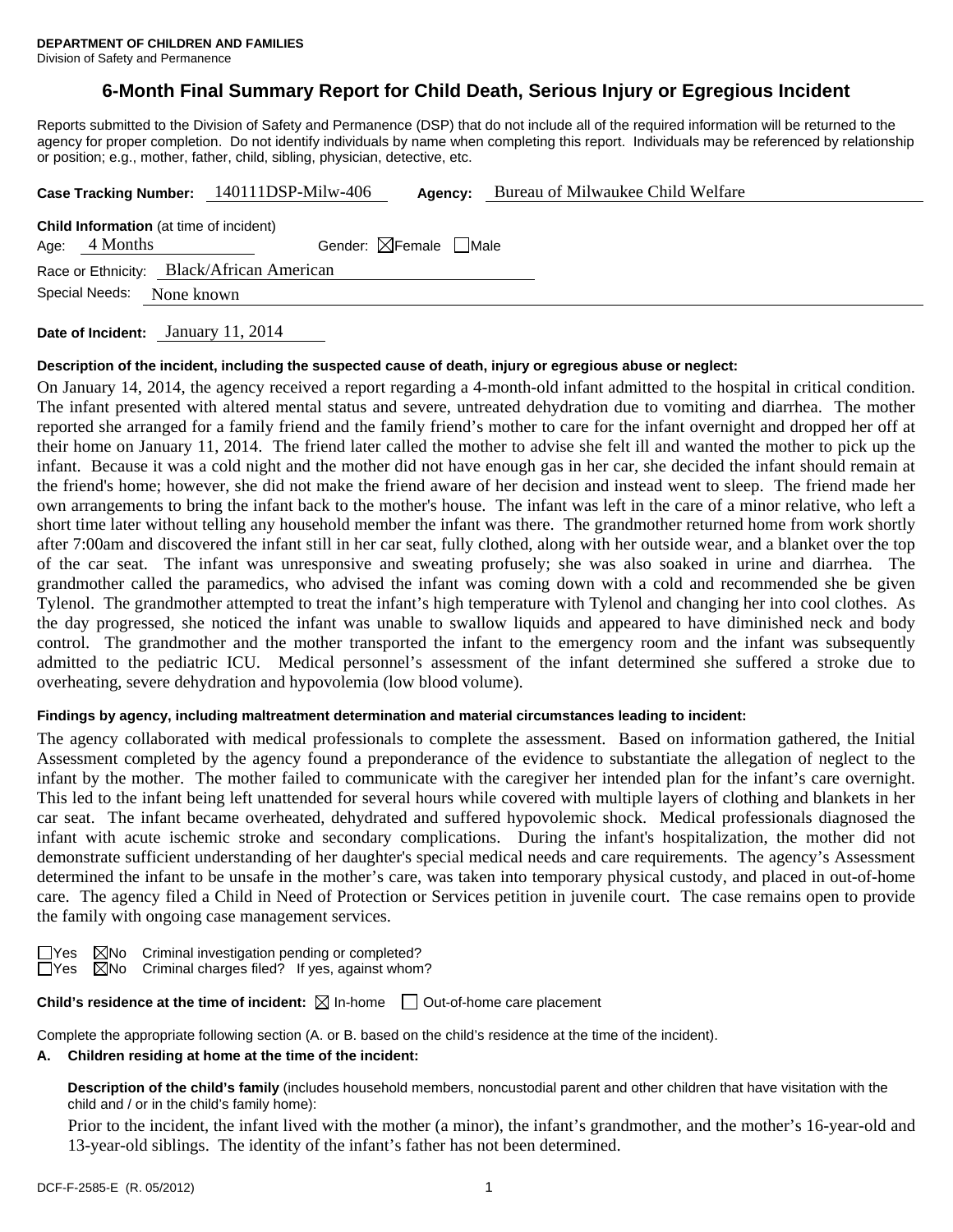**DEPARTMENT OF CHILDREN AND FAMILIES**
Division of Safety and Permanence

# 6-Month Final Summary Report for Child Death, Serious Injury or Egregious Incident

Reports submitted to the Division of Safety and Permanence (DSP) that do not include all of the required information will be returned to the agency for proper completion. Do not identify individuals by name when completing this report. Individuals may be referenced by relationship or position; e.g., mother, father, child, sibling, physician, detective, etc.

**Case Tracking Number:** 140111DSP-Milw-406 **Agency:** Bureau of Milwaukee Child Welfare

**Child Information** (at time of incident)
Age: 4 Months Gender: ☒Female ☐Male
Race or Ethnicity: Black/African American
Special Needs: None known

**Date of Incident:** January 11, 2014

**Description of the incident, including the suspected cause of death, injury or egregious abuse or neglect:**

On January 14, 2014, the agency received a report regarding a 4-month-old infant admitted to the hospital in critical condition. The infant presented with altered mental status and severe, untreated dehydration due to vomiting and diarrhea. The mother reported she arranged for a family friend and the family friend's mother to care for the infant overnight and dropped her off at their home on January 11, 2014. The friend later called the mother to advise she felt ill and wanted the mother to pick up the infant. Because it was a cold night and the mother did not have enough gas in her car, she decided the infant should remain at the friend's home; however, she did not make the friend aware of her decision and instead went to sleep. The friend made her own arrangements to bring the infant back to the mother's house. The infant was left in the care of a minor relative, who left a short time later without telling any household member the infant was there. The grandmother returned home from work shortly after 7:00am and discovered the infant still in her car seat, fully clothed, along with her outside wear, and a blanket over the top of the car seat. The infant was unresponsive and sweating profusely; she was also soaked in urine and diarrhea. The grandmother called the paramedics, who advised the infant was coming down with a cold and recommended she be given Tylenol. The grandmother attempted to treat the infant's high temperature with Tylenol and changing her into cool clothes. As the day progressed, she noticed the infant was unable to swallow liquids and appeared to have diminished neck and body control. The grandmother and the mother transported the infant to the emergency room and the infant was subsequently admitted to the pediatric ICU. Medical personnel's assessment of the infant determined she suffered a stroke due to overheating, severe dehydration and hypovolemia (low blood volume).

**Findings by agency, including maltreatment determination and material circumstances leading to incident:**

The agency collaborated with medical professionals to complete the assessment. Based on information gathered, the Initial Assessment completed by the agency found a preponderance of the evidence to substantiate the allegation of neglect to the infant by the mother. The mother failed to communicate with the caregiver her intended plan for the infant's care overnight. This led to the infant being left unattended for several hours while covered with multiple layers of clothing and blankets in her car seat. The infant became overheated, dehydrated and suffered hypovolemic shock. Medical professionals diagnosed the infant with acute ischemic stroke and secondary complications. During the infant's hospitalization, the mother did not demonstrate sufficient understanding of her daughter's special medical needs and care requirements. The agency's Assessment determined the infant to be unsafe in the mother's care, was taken into temporary physical custody, and placed in out-of-home care. The agency filed a Child in Need of Protection or Services petition in juvenile court. The case remains open to provide the family with ongoing case management services.

☐Yes ☒No Criminal investigation pending or completed?
☐Yes ☒No Criminal charges filed? If yes, against whom?

**Child's residence at the time of incident:** ☒ In-home ☐ Out-of-home care placement

Complete the appropriate following section (A. or B. based on the child's residence at the time of the incident).

**A. Children residing at home at the time of the incident:**

**Description of the child's family** (includes household members, noncustodial parent and other children that have visitation with the child and / or in the child's family home):

Prior to the incident, the infant lived with the mother (a minor), the infant's grandmother, and the mother's 16-year-old and 13-year-old siblings. The identity of the infant's father has not been determined.

DCF-F-2585-E (R. 05/2012)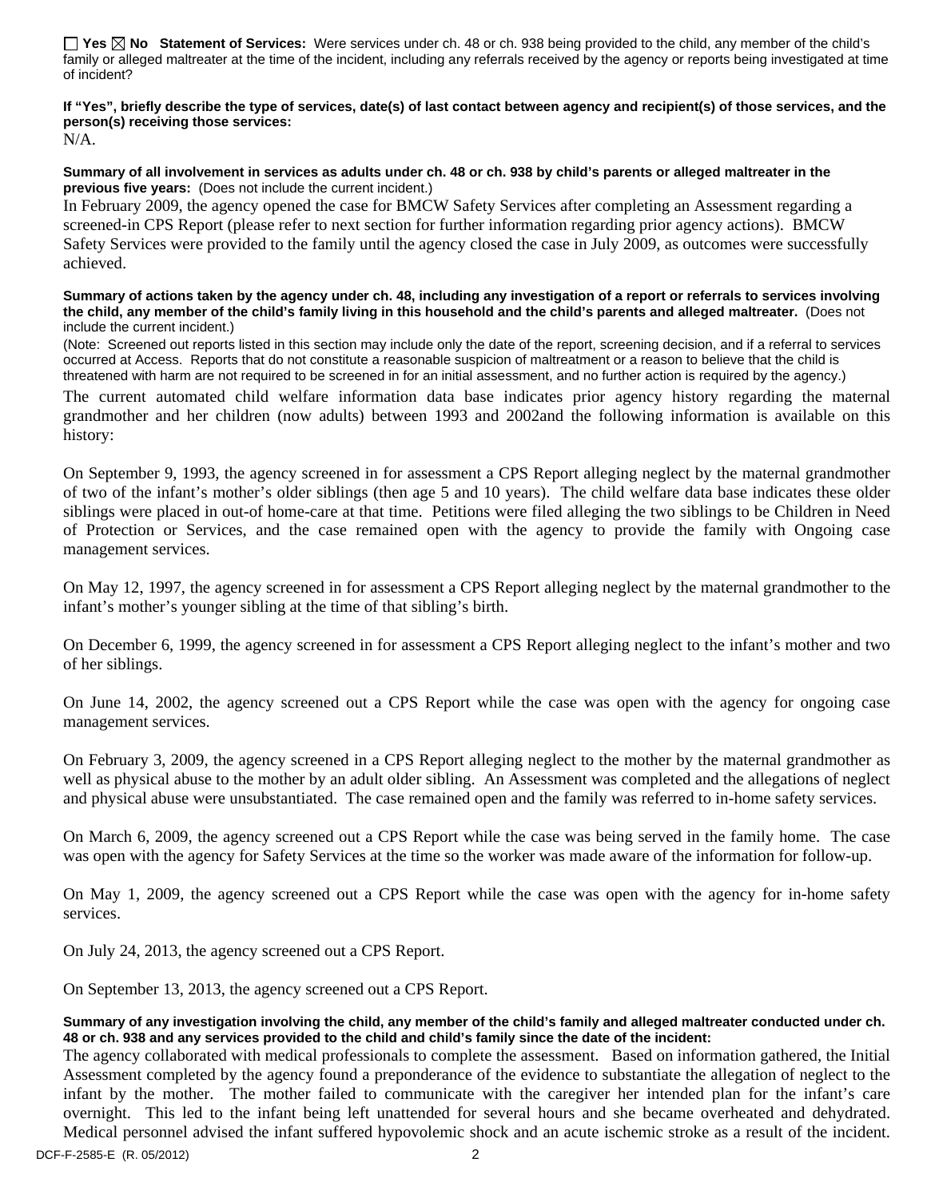☐ **Yes** ☒ **No** **Statement of Services:** Were services under ch. 48 or ch. 938 being provided to the child, any member of the child's family or alleged maltreater at the time of the incident, including any referrals received by the agency or reports being investigated at time of incident?

**If "Yes", briefly describe the type of services, date(s) of last contact between agency and recipient(s) of those services, and the person(s) receiving those services:**

N/A.

**Summary of all involvement in services as adults under ch. 48 or ch. 938 by child's parents or alleged maltreater in the previous five years:** (Does not include the current incident.)

In February 2009, the agency opened the case for BMCW Safety Services after completing an Assessment regarding a screened-in CPS Report (please refer to next section for further information regarding prior agency actions). BMCW Safety Services were provided to the family until the agency closed the case in July 2009, as outcomes were successfully achieved.

**Summary of actions taken by the agency under ch. 48, including any investigation of a report or referrals to services involving the child, any member of the child's family living in this household and the child's parents and alleged maltreater.** (Does not include the current incident.)

(Note: Screened out reports listed in this section may include only the date of the report, screening decision, and if a referral to services occurred at Access. Reports that do not constitute a reasonable suspicion of maltreatment or a reason to believe that the child is threatened with harm are not required to be screened in for an initial assessment, and no further action is required by the agency.)

The current automated child welfare information data base indicates prior agency history regarding the maternal grandmother and her children (now adults) between 1993 and 2002and the following information is available on this history:

On September 9, 1993, the agency screened in for assessment a CPS Report alleging neglect by the maternal grandmother of two of the infant's mother's older siblings (then age 5 and 10 years). The child welfare data base indicates these older siblings were placed in out-of home-care at that time. Petitions were filed alleging the two siblings to be Children in Need of Protection or Services, and the case remained open with the agency to provide the family with Ongoing case management services.

On May 12, 1997, the agency screened in for assessment a CPS Report alleging neglect by the maternal grandmother to the infant's mother's younger sibling at the time of that sibling's birth.

On December 6, 1999, the agency screened in for assessment a CPS Report alleging neglect to the infant's mother and two of her siblings.

On June 14, 2002, the agency screened out a CPS Report while the case was open with the agency for ongoing case management services.

On February 3, 2009, the agency screened in a CPS Report alleging neglect to the mother by the maternal grandmother as well as physical abuse to the mother by an adult older sibling. An Assessment was completed and the allegations of neglect and physical abuse were unsubstantiated. The case remained open and the family was referred to in-home safety services.

On March 6, 2009, the agency screened out a CPS Report while the case was being served in the family home. The case was open with the agency for Safety Services at the time so the worker was made aware of the information for follow-up.

On May 1, 2009, the agency screened out a CPS Report while the case was open with the agency for in-home safety services.

On July 24, 2013, the agency screened out a CPS Report.

On September 13, 2013, the agency screened out a CPS Report.

**Summary of any investigation involving the child, any member of the child's family and alleged maltreater conducted under ch. 48 or ch. 938 and any services provided to the child and child's family since the date of the incident:**

The agency collaborated with medical professionals to complete the assessment. Based on information gathered, the Initial Assessment completed by the agency found a preponderance of the evidence to substantiate the allegation of neglect to the infant by the mother. The mother failed to communicate with the caregiver her intended plan for the infant's care overnight. This led to the infant being left unattended for several hours and she became overheated and dehydrated. Medical personnel advised the infant suffered hypovolemic shock and an acute ischemic stroke as a result of the incident.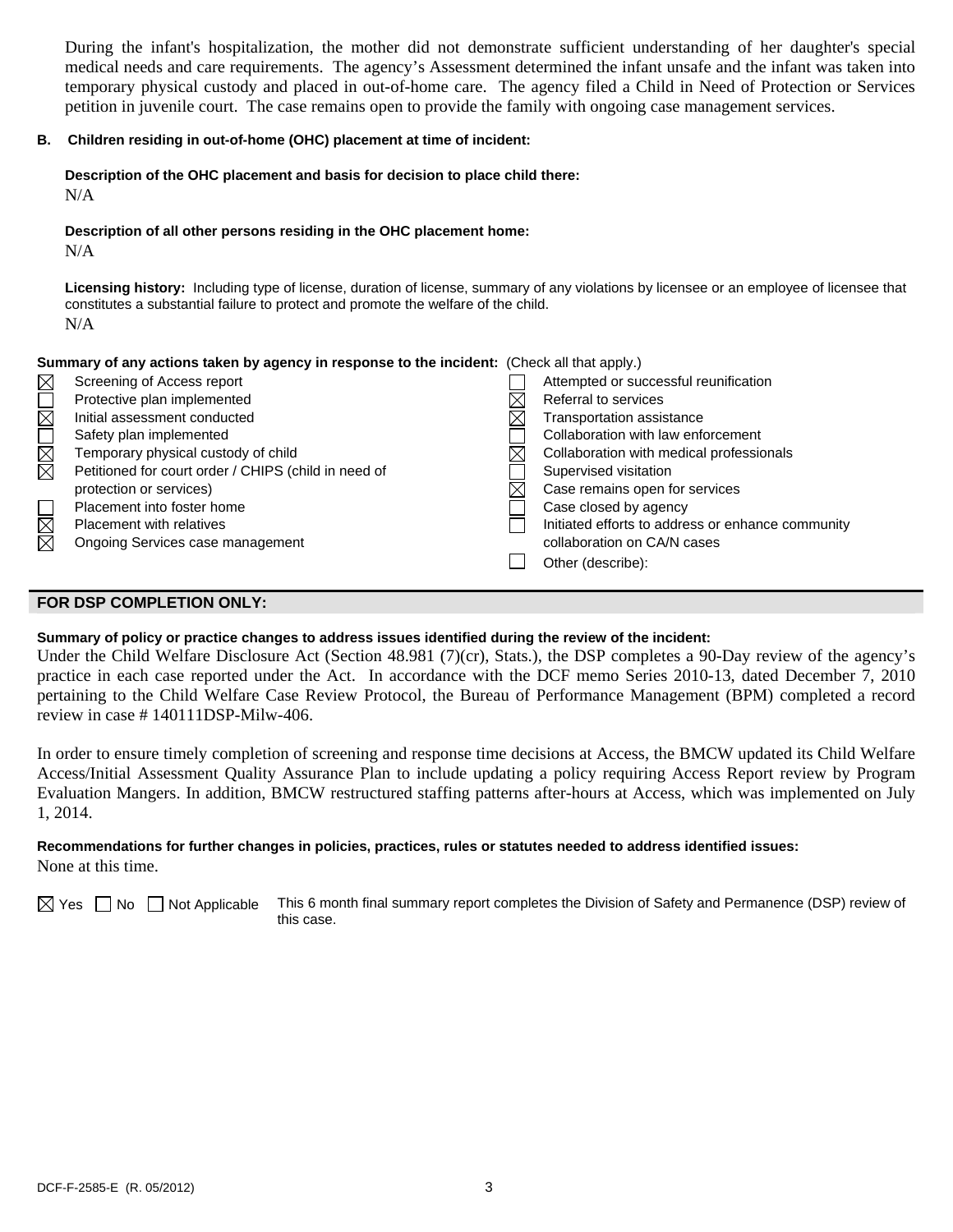During the infant's hospitalization, the mother did not demonstrate sufficient understanding of her daughter's special medical needs and care requirements. The agency's Assessment determined the infant unsafe and the infant was taken into temporary physical custody and placed in out-of-home care. The agency filed a Child in Need of Protection or Services petition in juvenile court. The case remains open to provide the family with ongoing case management services.

**B. Children residing in out-of-home (OHC) placement at time of incident:**

**Description of the OHC placement and basis for decision to place child there:**
N/A

**Description of all other persons residing in the OHC placement home:**
N/A

**Licensing history:** Including type of license, duration of license, summary of any violations by licensee or an employee of licensee that constitutes a substantial failure to protect and promote the welfare of the child.
N/A

**Summary of any actions taken by agency in response to the incident:** (Check all that apply.)

- ☒ Screening of Access report
- ☐ Protective plan implemented
- ☒ Initial assessment conducted
- ☐ Safety plan implemented
- ☒ Temporary physical custody of child
- ☒ Petitioned for court order / CHIPS (child in need of protection or services)
- ☐ Placement into foster home
- ☒ Placement with relatives
- ☒ Ongoing Services case management
- ☐ Attempted or successful reunification
- ☒ Referral to services
- ☒ Transportation assistance
- ☐ Collaboration with law enforcement
- ☒ Collaboration with medical professionals
- ☐ Supervised visitation
- ☒ Case remains open for services
- ☐ Case closed by agency
- ☐ Initiated efforts to address or enhance community collaboration on CA/N cases
- ☐ Other (describe):

## FOR DSP COMPLETION ONLY:

**Summary of policy or practice changes to address issues identified during the review of the incident:**
Under the Child Welfare Disclosure Act (Section 48.981 (7)(cr), Stats.), the DSP completes a 90-Day review of the agency's practice in each case reported under the Act. In accordance with the DCF memo Series 2010-13, dated December 7, 2010 pertaining to the Child Welfare Case Review Protocol, the Bureau of Performance Management (BPM) completed a record review in case # 140111DSP-Milw-406.

In order to ensure timely completion of screening and response time decisions at Access, the BMCW updated its Child Welfare Access/Initial Assessment Quality Assurance Plan to include updating a policy requiring Access Report review by Program Evaluation Mangers. In addition, BMCW restructured staffing patterns after-hours at Access, which was implemented on July 1, 2014.

**Recommendations for further changes in policies, practices, rules or statutes needed to address identified issues:**
None at this time.

☒ Yes ☐ No ☐ Not Applicable This 6 month final summary report completes the Division of Safety and Permanence (DSP) review of this case.

DCF-F-2585-E (R. 05/2012)